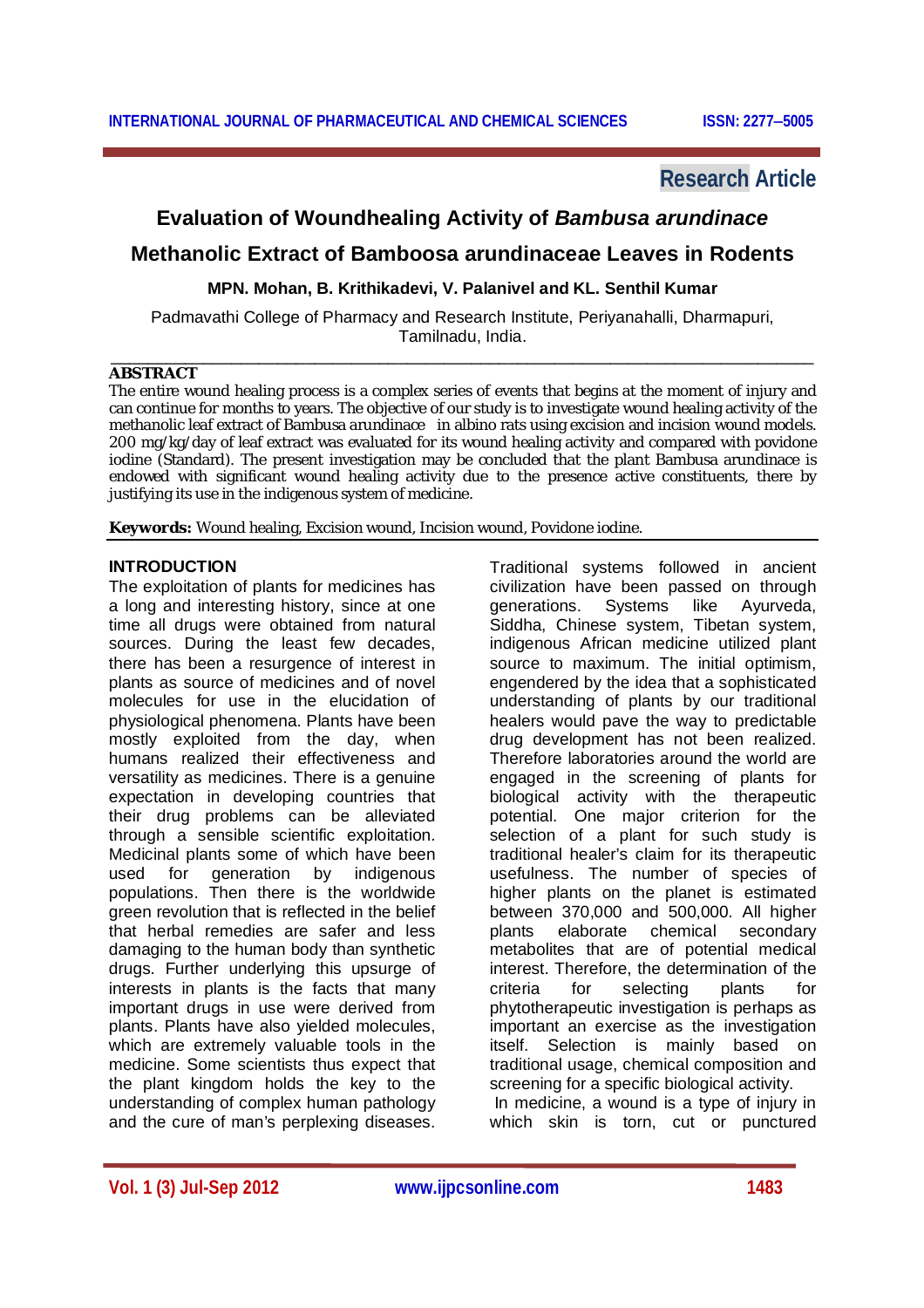Research Article

# Evaluation of Woundhealing Activity of *Bambusa arundinace* Methanolic Extract of Bamboosa arundinaceae Leaves in Rodents

**MPN. Mohan, B. Krithikadevi, V. Palanivel and KL. Senthil Kumar**

Padmavathi College of Pharmacy and Research Institute, Periyanahalli, Dharmapuri, Tamilnadu, India.

## ABSTRACT

The entire wound healing process is a complex series of events that begins at the moment of injury and can continue for months to years. The objective of our study is to investigate wound healing activity of the methanolic leaf extract of Bambusa arundinace in albino rats using excision and incision wound models. 200 mg/kg/day of leaf extract was evaluated for its wound healing activity and compared with povidone iodine (Standard). The present investigation may be concluded that the plant Bambusa arundinace is endowed with significant wound healing activity due to the presence active constituents, there by justifying its use in the indigenous system of medicine.

**Keywords:** Wound healing, Excision wound, Incision wound, Povidone iodine.

## INTRODUCTION

The exploitation of plants for medicines has a long and interesting history, since at one time all drugs were obtained from natural sources. During the least few decades, there has been a resurgence of interest in plants as source of medicines and of novel molecules for use in the elucidation of physiological phenomena. Plants have been mostly exploited from the day, when humans realized their effectiveness and versatility as medicines. There is a genuine expectation in developing countries that their drug problems can be alleviated through a sensible scientific exploitation. Medicinal plants some of which have been used for generation by indigenous populations. Then there is the worldwide green revolution that is reflected in the belief that herbal remedies are safer and less damaging to the human body than synthetic drugs. Further underlying this upsurge of interests in plants is the facts that many important drugs in use were derived from plants. Plants have also yielded molecules, which are extremely valuable tools in the medicine. Some scientists thus expect that the plant kingdom holds the key to the understanding of complex human pathology and the cure of man's perplexing diseases.

Traditional systems followed in ancient civilization have been passed on through generations. Systems like Ayurveda, Siddha, Chinese system, Tibetan system, indigenous African medicine utilized plant source to maximum. The initial optimism, engendered by the idea that a sophisticated understanding of plants by our traditional healers would pave the way to predictable drug development has not been realized. Therefore laboratories around the world are engaged in the screening of plants for biological activity with the therapeutic potential. One major criterion for the selection of a plant for such study is traditional healer's claim for its therapeutic usefulness. The number of species of higher plants on the planet is estimated between 370,000 and 500,000. All higher plants elaborate chemical secondary metabolites that are of potential medical interest. Therefore, the determination of the criteria for selecting plants for phytotherapeutic investigation is perhaps as important an exercise as the investigation itself. Selection is mainly based on traditional usage, chemical composition and screening for a specific biological activity.

In medicine, a wound is a type of injury in which skin is torn, cut or punctured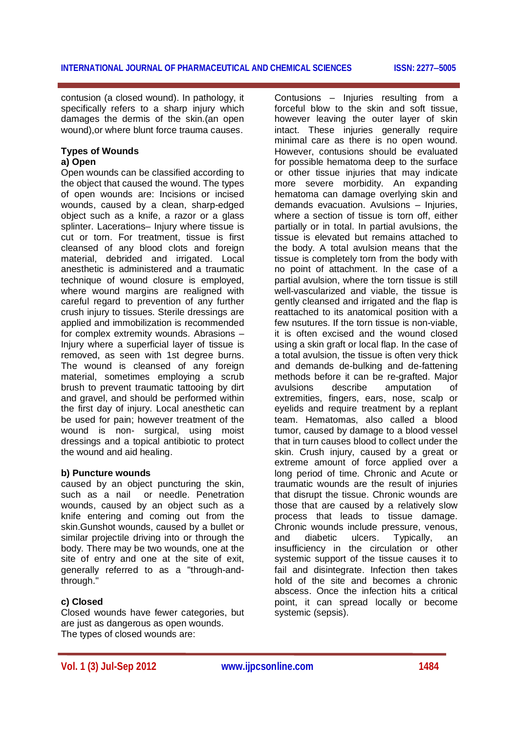contusion (a closed wound). In pathology, it specifically refers to a sharp injury which damages the dermis of the skin.(an open wound),or where blunt force trauma causes.

**Types of Wounds**

**a) Open**

Open wounds can be classified according to the object that caused the wound. The types of open wounds are: Incisions or incised wounds, caused by a clean, sharp-edged object such as a knife, a razor or a glass splinter. Lacerations– Injury where tissue is cut or torn. For treatment, tissue is first cleansed of any blood clots and foreign material, debrided and irrigated. Local anesthetic is administered and a traumatic technique of wound closure is employed, where wound margins are realigned with careful regard to prevention of any further crush injury to tissues. Sterile dressings are applied and immobilization is recommended for complex extremity wounds. Abrasions – Injury where a superficial layer of tissue is removed, as seen with 1st degree burns. The wound is cleansed of any foreign material, sometimes employing a scrub brush to prevent traumatic tattooing by dirt and gravel, and should be performed within the first day of injury. Local anesthetic can be used for pain; however treatment of the wound is non- surgical, using moist dressings and a topical antibiotic to protect the wound and aid healing.

**b) Puncture wounds**

caused by an object puncturing the skin, such as a nail or needle. Penetration wounds, caused by an object such as a knife entering and coming out from the skin.Gunshot wounds, caused by a bullet or similar projectile driving into or through the body. There may be two wounds, one at the site of entry and one at the site of exit, generally referred to as a "through-and-through."

**c) Closed**

Closed wounds have fewer categories, but are just as dangerous as open wounds.
The types of closed wounds are:

Contusions – Injuries resulting from a forceful blow to the skin and soft tissue, however leaving the outer layer of skin intact. These injuries generally require minimal care as there is no open wound. However, contusions should be evaluated for possible hematoma deep to the surface or other tissue injuries that may indicate more severe morbidity. An expanding hematoma can damage overlying skin and demands evacuation. Avulsions – Injuries, where a section of tissue is torn off, either partially or in total. In partial avulsions, the tissue is elevated but remains attached to the body. A total avulsion means that the tissue is completely torn from the body with no point of attachment. In the case of a partial avulsion, where the torn tissue is still well-vascularized and viable, the tissue is gently cleansed and irrigated and the flap is reattached to its anatomical position with a few nsutures. If the torn tissue is non-viable, it is often excised and the wound closed using a skin graft or local flap. In the case of a total avulsion, the tissue is often very thick and demands de-bulking and de-fattening methods before it can be re-grafted. Major avulsions describe amputation of extremities, fingers, ears, nose, scalp or eyelids and require treatment by a replant team. Hematomas, also called a blood tumor, caused by damage to a blood vessel that in turn causes blood to collect under the skin. Crush injury, caused by a great or extreme amount of force applied over a long period of time. Chronic and Acute or traumatic wounds are the result of injuries that disrupt the tissue. Chronic wounds are those that are caused by a relatively slow process that leads to tissue damage. Chronic wounds include pressure, venous, and diabetic ulcers. Typically, an insufficiency in the circulation or other systemic support of the tissue causes it to fail and disintegrate. Infection then takes hold of the site and becomes a chronic abscess. Once the infection hits a critical point, it can spread locally or become systemic (sepsis).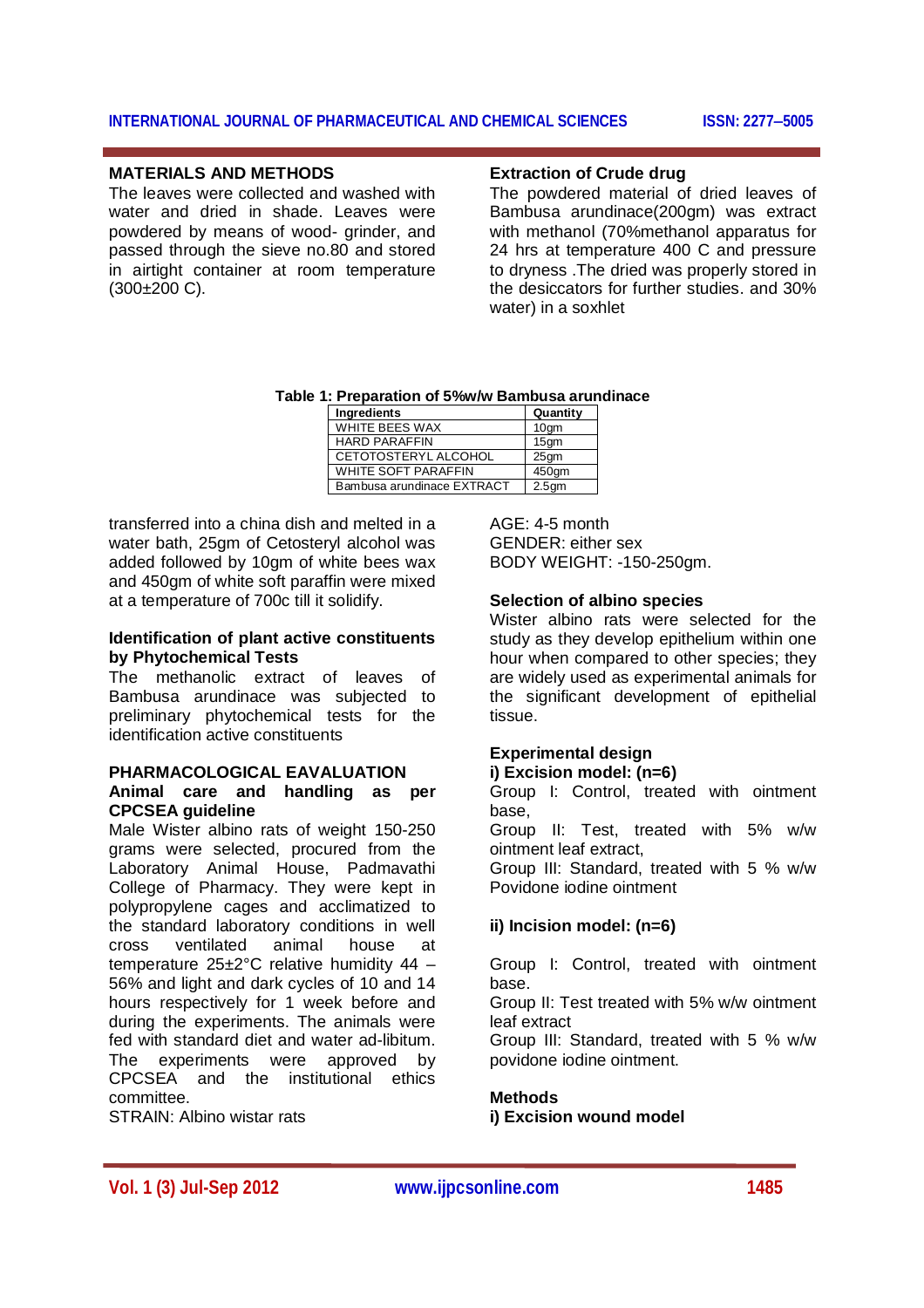## MATERIALS AND METHODS

The leaves were collected and washed with water and dried in shade. Leaves were powdered by means of wood- grinder, and passed through the sieve no.80 and stored in airtight container at room temperature (300±200 C).

### Extraction of Crude drug

The powdered material of dried leaves of Bambusa arundinace(200gm) was extract with methanol (70%methanol apparatus for 24 hrs at temperature 400 C and pressure to dryness .The dried was properly stored in the desiccators for further studies. and 30% water) in a soxhlet

**Table 1: Preparation of 5%w/w Bambusa arundinace**

| Ingredients | Quantity |
|---|---|
| WHITE BEES WAX | 10gm |
| HARD PARAFFIN | 15gm |
| CETOTOSTERYL ALCOHOL | 25gm |
| WHITE SOFT PARAFFIN | 450gm |
| Bambusa arundinace EXTRACT | 2.5gm |

transferred into a china dish and melted in a water bath, 25gm of Cetosteryl alcohol was added followed by 10gm of white bees wax and 450gm of white soft paraffin were mixed at a temperature of 700c till it solidify.

### Identification of plant active constituents by Phytochemical Tests

The methanolic extract of leaves of Bambusa arundinace was subjected to preliminary phytochemical tests for the identification active constituents

## PHARMACOLOGICAL EAVALUATION

### Animal care and handling as per CPCSEA guideline

Male Wister albino rats of weight 150-250 grams were selected, procured from the Laboratory Animal House, Padmavathi College of Pharmacy. They were kept in polypropylene cages and acclimatized to the standard laboratory conditions in well cross ventilated animal house at temperature 25±2°C relative humidity 44 – 56% and light and dark cycles of 10 and 14 hours respectively for 1 week before and during the experiments. The animals were fed with standard diet and water ad-libitum. The experiments were approved by CPCSEA and the institutional ethics committee.

STRAIN: Albino wistar rats

AGE: 4-5 month

GENDER: either sex

BODY WEIGHT: -150-250gm.

### Selection of albino species

Wister albino rats were selected for the study as they develop epithelium within one hour when compared to other species; they are widely used as experimental animals for the significant development of epithelial tissue.

### Experimental design

**i) Excision model: (n=6)**

Group I: Control, treated with ointment base,

Group II: Test, treated with 5% w/w ointment leaf extract,

Group III: Standard, treated with 5 % w/w Povidone iodine ointment

**ii) Incision model: (n=6)**

Group I: Control, treated with ointment base.

Group II: Test treated with 5% w/w ointment leaf extract

Group III: Standard, treated with 5 % w/w povidone iodine ointment.

### Methods

**i) Excision wound model**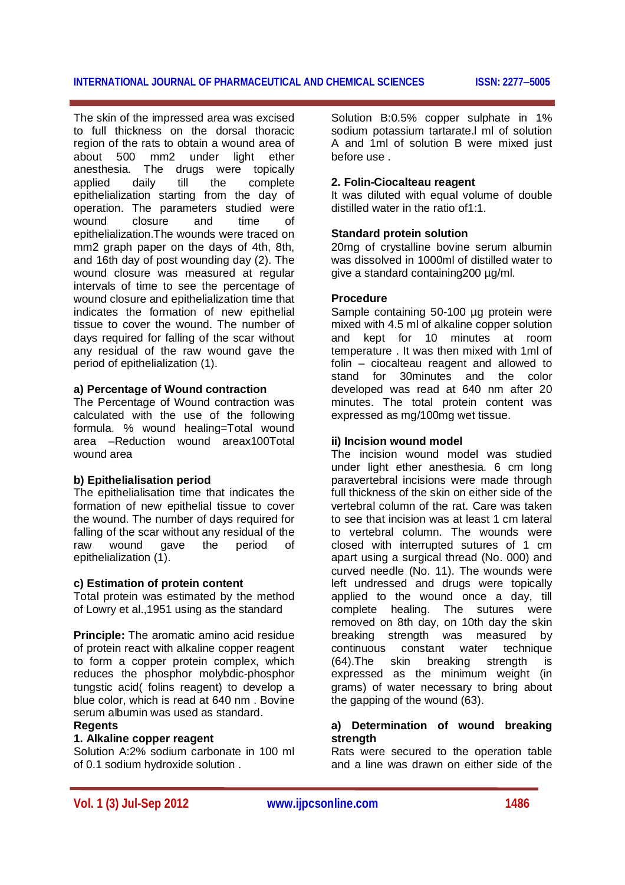The skin of the impressed area was excised to full thickness on the dorsal thoracic region of the rats to obtain a wound area of about 500 mm2 under light ether anesthesia. The drugs were topically applied daily till the complete epithelialization starting from the day of operation. The parameters studied were wound closure and time of epithelialization.The wounds were traced on mm2 graph paper on the days of 4th, 8th, and 16th day of post wounding day (2). The wound closure was measured at regular intervals of time to see the percentage of wound closure and epithelialization time that indicates the formation of new epithelial tissue to cover the wound. The number of days required for falling of the scar without any residual of the raw wound gave the period of epithelialization (1).

**a) Percentage of Wound contraction**

The Percentage of Wound contraction was calculated with the use of the following formula. % wound healing=Total wound area –Reduction wound areax100Total wound area

**b) Epithelialisation period**

The epithelialisation time that indicates the formation of new epithelial tissue to cover the wound. The number of days required for falling of the scar without any residual of the raw wound gave the period of epithelialization (1).

**c) Estimation of protein content**

Total protein was estimated by the method of Lowry et al.,1951 using as the standard

**Principle:** The aromatic amino acid residue of protein react with alkaline copper reagent to form a copper protein complex, which reduces the phosphor molybdic-phosphor tungstic acid( folins reagent) to develop a blue color, which is read at 640 nm . Bovine serum albumin was used as standard.

**Regents**

**1. Alkaline copper reagent**

Solution A:2% sodium carbonate in 100 ml of 0.1 sodium hydroxide solution .

Solution B:0.5% copper sulphate in 1% sodium potassium tartarate.l ml of solution A and 1ml of solution B were mixed just before use .

**2. Folin-Ciocalteau reagent**

It was diluted with equal volume of double distilled water in the ratio of1:1.

**Standard protein solution**

20mg of crystalline bovine serum albumin was dissolved in 1000ml of distilled water to give a standard containing200 µg/ml.

**Procedure**

Sample containing 50-100 µg protein were mixed with 4.5 ml of alkaline copper solution and kept for 10 minutes at room temperature . It was then mixed with 1ml of folin – ciocalteau reagent and allowed to stand for 30minutes and the color developed was read at 640 nm after 20 minutes. The total protein content was expressed as mg/100mg wet tissue.

**ii) Incision wound model**

The incision wound model was studied under light ether anesthesia. 6 cm long paravertebral incisions were made through full thickness of the skin on either side of the vertebral column of the rat. Care was taken to see that incision was at least 1 cm lateral to vertebral column. The wounds were closed with interrupted sutures of 1 cm apart using a surgical thread (No. 000) and curved needle (No. 11). The wounds were left undressed and drugs were topically applied to the wound once a day, till complete healing. The sutures were removed on 8th day, on 10th day the skin breaking strength was measured by continuous constant water technique (64).The skin breaking strength is expressed as the minimum weight (in grams) of water necessary to bring about the gapping of the wound (63).

**a) Determination of wound breaking strength**

Rats were secured to the operation table and a line was drawn on either side of the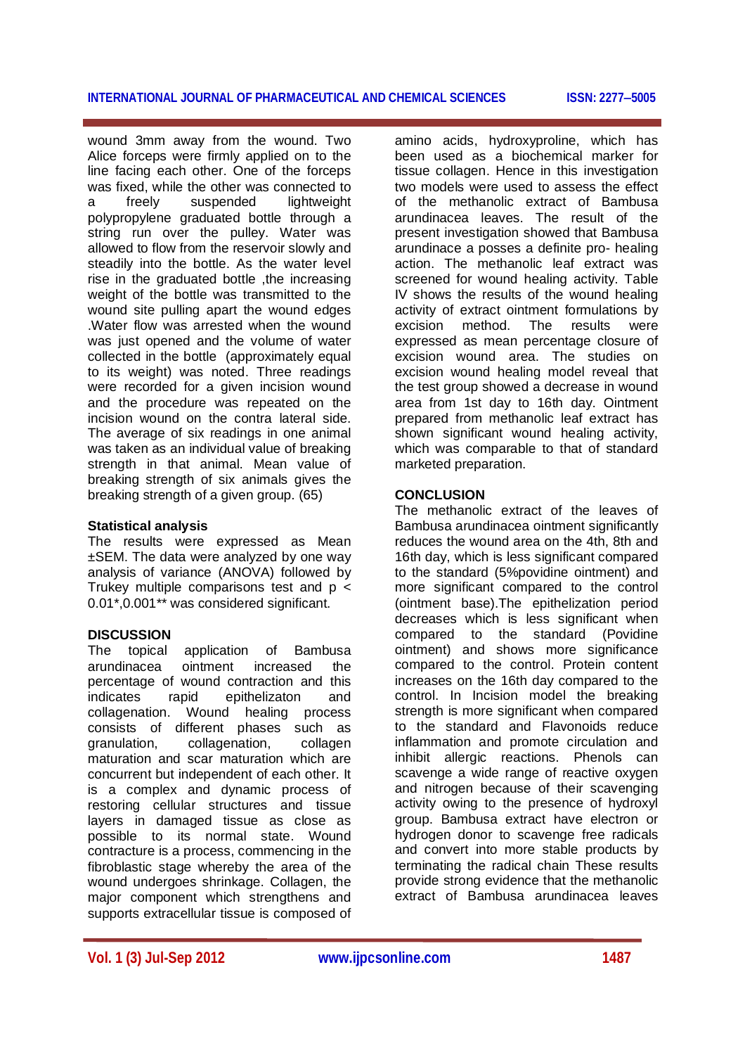wound 3mm away from the wound. Two Alice forceps were firmly applied on to the line facing each other. One of the forceps was fixed, while the other was connected to a freely suspended lightweight polypropylene graduated bottle through a string run over the pulley. Water was allowed to flow from the reservoir slowly and steadily into the bottle. As the water level rise in the graduated bottle ,the increasing weight of the bottle was transmitted to the wound site pulling apart the wound edges .Water flow was arrested when the wound was just opened and the volume of water collected in the bottle (approximately equal to its weight) was noted. Three readings were recorded for a given incision wound and the procedure was repeated on the incision wound on the contra lateral side. The average of six readings in one animal was taken as an individual value of breaking strength in that animal. Mean value of breaking strength of six animals gives the breaking strength of a given group. (65)

### Statistical analysis

The results were expressed as Mean ±SEM. The data were analyzed by one way analysis of variance (ANOVA) followed by Trukey multiple comparisons test and $p < 0.01$*,0.001** was considered significant.

## DISCUSSION

The topical application of Bambusa arundinacea ointment increased the percentage of wound contraction and this indicates rapid epithelizaton and collagenation. Wound healing process consists of different phases such as granulation, collagenation, collagen maturation and scar maturation which are concurrent but independent of each other. It is a complex and dynamic process of restoring cellular structures and tissue layers in damaged tissue as close as possible to its normal state. Wound contracture is a process, commencing in the fibroblastic stage whereby the area of the wound undergoes shrinkage. Collagen, the major component which strengthens and supports extracellular tissue is composed of amino acids, hydroxyproline, which has been used as a biochemical marker for tissue collagen. Hence in this investigation two models were used to assess the effect of the methanolic extract of Bambusa arundinacea leaves. The result of the present investigation showed that Bambusa arundinace a posses a definite pro- healing action. The methanolic leaf extract was screened for wound healing activity. Table IV shows the results of the wound healing activity of extract ointment formulations by excision method. The results were expressed as mean percentage closure of excision wound area. The studies on excision wound healing model reveal that the test group showed a decrease in wound area from 1st day to 16th day. Ointment prepared from methanolic leaf extract has shown significant wound healing activity, which was comparable to that of standard marketed preparation.

## CONCLUSION

The methanolic extract of the leaves of Bambusa arundinacea ointment significantly reduces the wound area on the 4th, 8th and 16th day, which is less significant compared to the standard (5%povidine ointment) and more significant compared to the control (ointment base).The epithelization period decreases which is less significant when compared to the standard (Povidine ointment) and shows more significance compared to the control. Protein content increases on the 16th day compared to the control. In Incision model the breaking strength is more significant when compared to the standard and Flavonoids reduce inflammation and promote circulation and inhibit allergic reactions. Phenols can scavenge a wide range of reactive oxygen and nitrogen because of their scavenging activity owing to the presence of hydroxyl group. Bambusa extract have electron or hydrogen donor to scavenge free radicals and convert into more stable products by terminating the radical chain These results provide strong evidence that the methanolic extract of Bambusa arundinacea leaves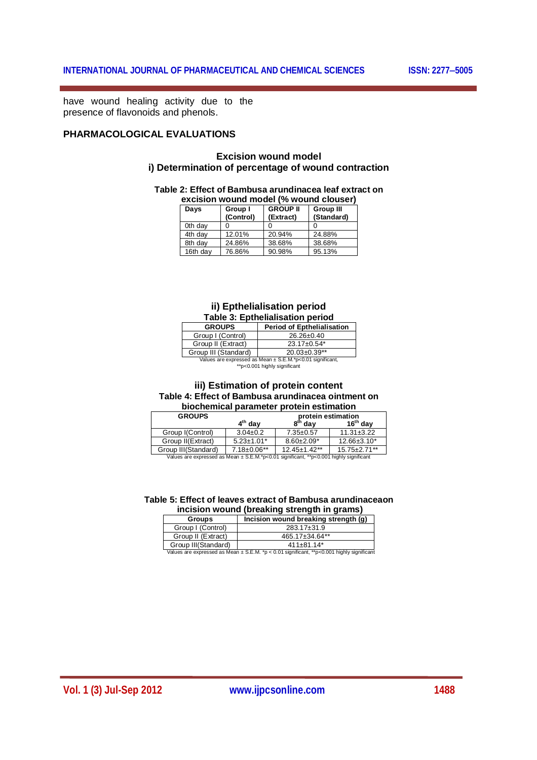have wound healing activity due to the presence of flavonoids and phenols.

## PHARMACOLOGICAL EVALUATIONS

### Excision wound model

#### i) Determination of percentage of wound contraction

**Table 2: Effect of Bambusa arundinacea leaf extract on excision wound model (% wound clouser)**

| Days | Group I (Control) | GROUP II (Extract) | Group III (Standard) |
|---|---|---|---|
| 0th day | 0 | 0 | 0 |
| 4th day | 12.01% | 20.94% | 24.88% |
| 8th day | 24.86% | 38.68% | 38.68% |
| 16th day | 76.86% | 90.98% | 95.13% |

#### ii) Epthelialisation period

**Table 3: Epthelialisation period**

| GROUPS | Period of Epthelialisation |
|---|---|
| Group I (Control) | 26.26±0.40 |
| Group II (Extract) | 23.17±0.54* |
| Group III (Standard) | 20.03±0.39** |

Values are expressed as Mean ± S.E.M.*p<0.01 significant, **p<0.001 highly significant

#### iii) Estimation of protein content

**Table 4: Effect of Bambusa arundinacea ointment on biochemical parameter protein estimation**

| GROUPS | protein estimation | | |
|---|---|---|---|
| | $4^{th}$ day | $8^{th}$ day | $16^{th}$ day |
| Group I(Control) | 3.04±0.2 | 7.35±0.57 | 11.31±3.22 |
| Group II(Extract) | 5.23±1.01* | 8.60±2.09* | 12.66±3.10* |
| Group III(Standard) | 7.18±0.06** | 12.45±1.42** | 15.75±2.71** |

Values are expressed as Mean ± S.E.M.*p<0.01 significant, **p<0.001 highly significant

**Table 5: Effect of leaves extract of Bambusa arundinaceaon incision wound (breaking strength in grams)**

| Groups | Incision wound breaking strength (g) |
|---|---|
| Group I (Control) | 283.17±31.9 |
| Group II (Extract) | 465.17±34.64** |
| Group III(Standard) | 411±81.14* |

Values are expressed as Mean ± S.E.M. *p < 0.01 significant, **p<0.001 highly significant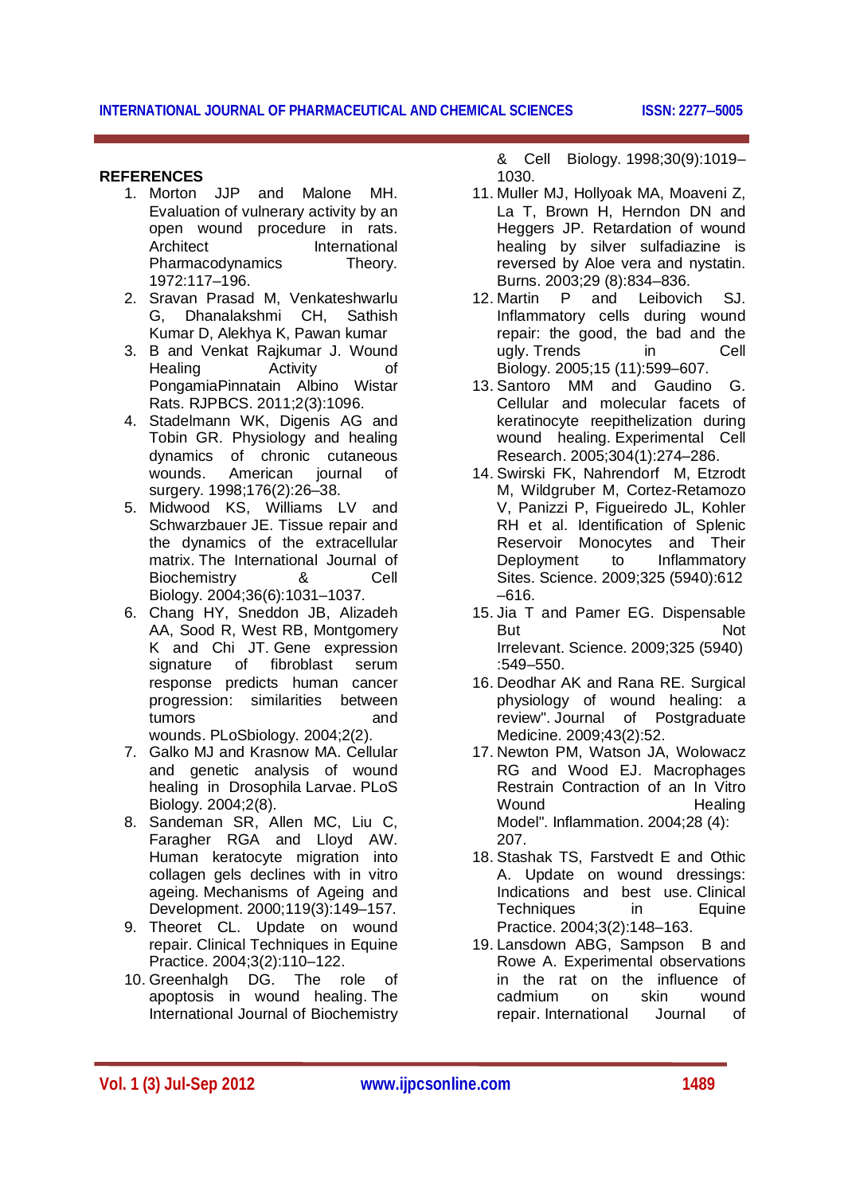## REFERENCES

1. Morton JJP and Malone MH. Evaluation of vulnerary activity by an open wound procedure in rats. Architect International Pharmacodynamics Theory. 1972:117–196.
2. Sravan Prasad M, Venkateshwarlu G, Dhanalakshmi CH, Sathish Kumar D, Alekhya K, Pawan kumar
3. B and Venkat Rajkumar J. Wound Healing Activity of PongamiaPinnatain Albino Wistar Rats. RJPBCS. 2011;2(3):1096.
4. Stadelmann WK, Digenis AG and Tobin GR. Physiology and healing dynamics of chronic cutaneous wounds. American journal of surgery. 1998;176(2):26–38.
5. Midwood KS, Williams LV and Schwarzbauer JE. Tissue repair and the dynamics of the extracellular matrix. The International Journal of Biochemistry & Cell Biology. 2004;36(6):1031–1037.
6. Chang HY, Sneddon JB, Alizadeh AA, Sood R, West RB, Montgomery K and Chi JT. Gene expression signature of fibroblast serum response predicts human cancer progression: similarities between tumors and wounds. PLoSbiology. 2004;2(2).
7. Galko MJ and Krasnow MA. Cellular and genetic analysis of wound healing in Drosophila Larvae. PLoS Biology. 2004;2(8).
8. Sandeman SR, Allen MC, Liu C, Faragher RGA and Lloyd AW. Human keratocyte migration into collagen gels declines with in vitro ageing. Mechanisms of Ageing and Development. 2000;119(3):149–157.
9. Theoret CL. Update on wound repair. Clinical Techniques in Equine Practice. 2004;3(2):110–122.
10. Greenhalgh DG. The role of apoptosis in wound healing. The International Journal of Biochemistry & Cell Biology. 1998;30(9):1019–1030.
11. Muller MJ, Hollyoak MA, Moaveni Z, La T, Brown H, Herndon DN and Heggers JP. Retardation of wound healing by silver sulfadiazine is reversed by Aloe vera and nystatin. Burns. 2003;29 (8):834–836.
12. Martin P and Leibovich SJ. Inflammatory cells during wound repair: the good, the bad and the ugly. Trends in Cell Biology. 2005;15 (11):599–607.
13. Santoro MM and Gaudino G. Cellular and molecular facets of keratinocyte reepithelization during wound healing. Experimental Cell Research. 2005;304(1):274–286.
14. Swirski FK, Nahrendorf M, Etzrodt M, Wildgruber M, Cortez-Retamozo V, Panizzi P, Figueiredo JL, Kohler RH et al. Identification of Splenic Reservoir Monocytes and Their Deployment to Inflammatory Sites. Science. 2009;325 (5940):612–616.
15. Jia T and Pamer EG. Dispensable But Not Irrelevant. Science. 2009;325 (5940):549–550.
16. Deodhar AK and Rana RE. Surgical physiology of wound healing: a review". Journal of Postgraduate Medicine. 2009;43(2):52.
17. Newton PM, Watson JA, Wolowacz RG and Wood EJ. Macrophages Restrain Contraction of an In Vitro Wound Healing Model". Inflammation. 2004;28 (4): 207.
18. Stashak TS, Farstvedt E and Othic A. Update on wound dressings: Indications and best use. Clinical Techniques in Equine Practice. 2004;3(2):148–163.
19. Lansdown ABG, Sampson B and Rowe A. Experimental observations in the rat on the influence of cadmium on skin wound repair. International Journal of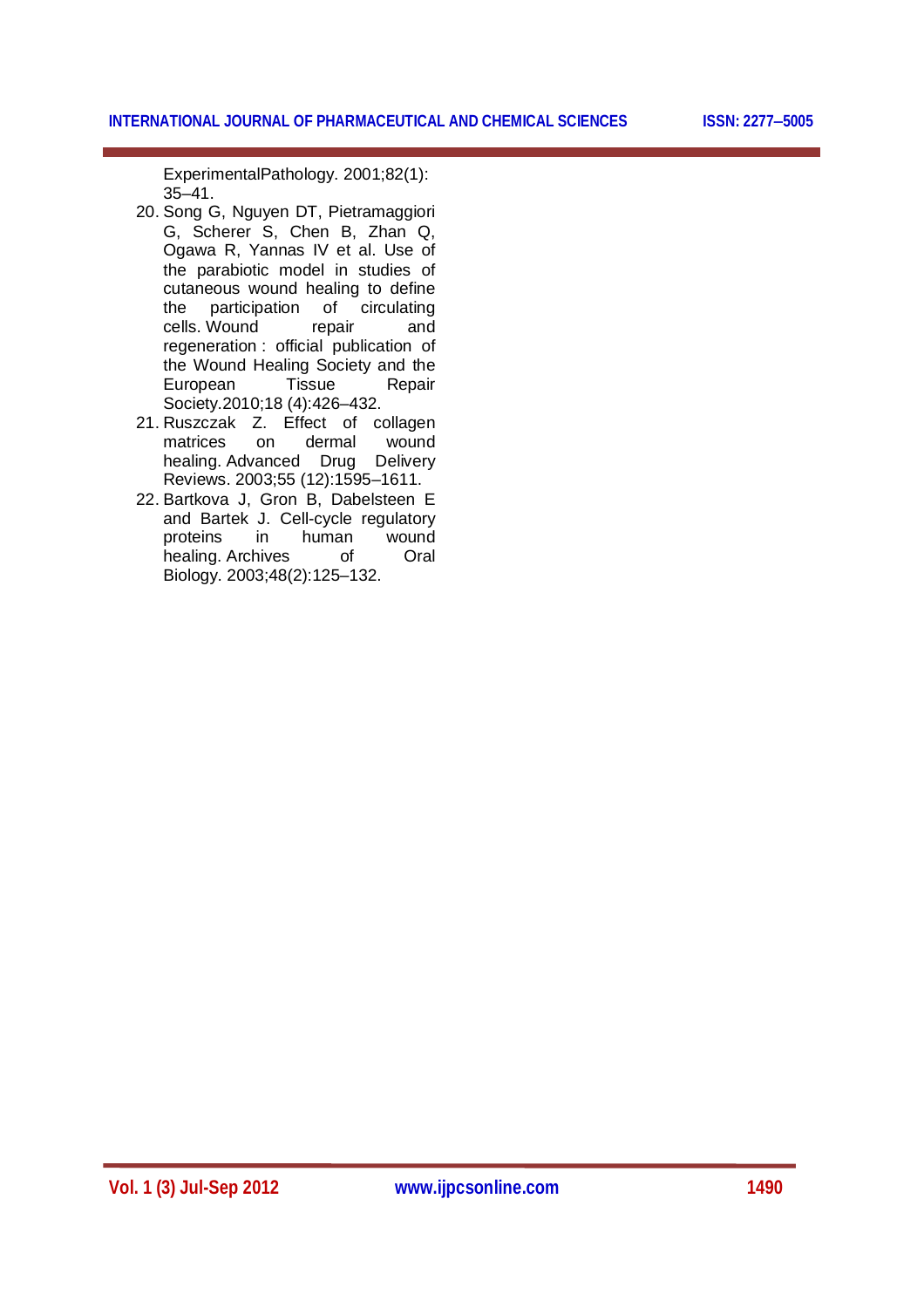ExperimentalPathology. 2001;82(1): 35–41.

20. Song G, Nguyen DT, Pietramaggiori G, Scherer S, Chen B, Zhan Q, Ogawa R, Yannas IV et al. Use of the parabiotic model in studies of cutaneous wound healing to define the participation of circulating cells. Wound repair and regeneration : official publication of the Wound Healing Society and the European Tissue Repair Society.2010;18 (4):426–432.
21. Ruszczak Z. Effect of collagen matrices on dermal wound healing. Advanced Drug Delivery Reviews. 2003;55 (12):1595–1611.
22. Bartkova J, Gron B, Dabelsteen E and Bartek J. Cell-cycle regulatory proteins in human wound healing. Archives of Oral Biology. 2003;48(2):125–132.